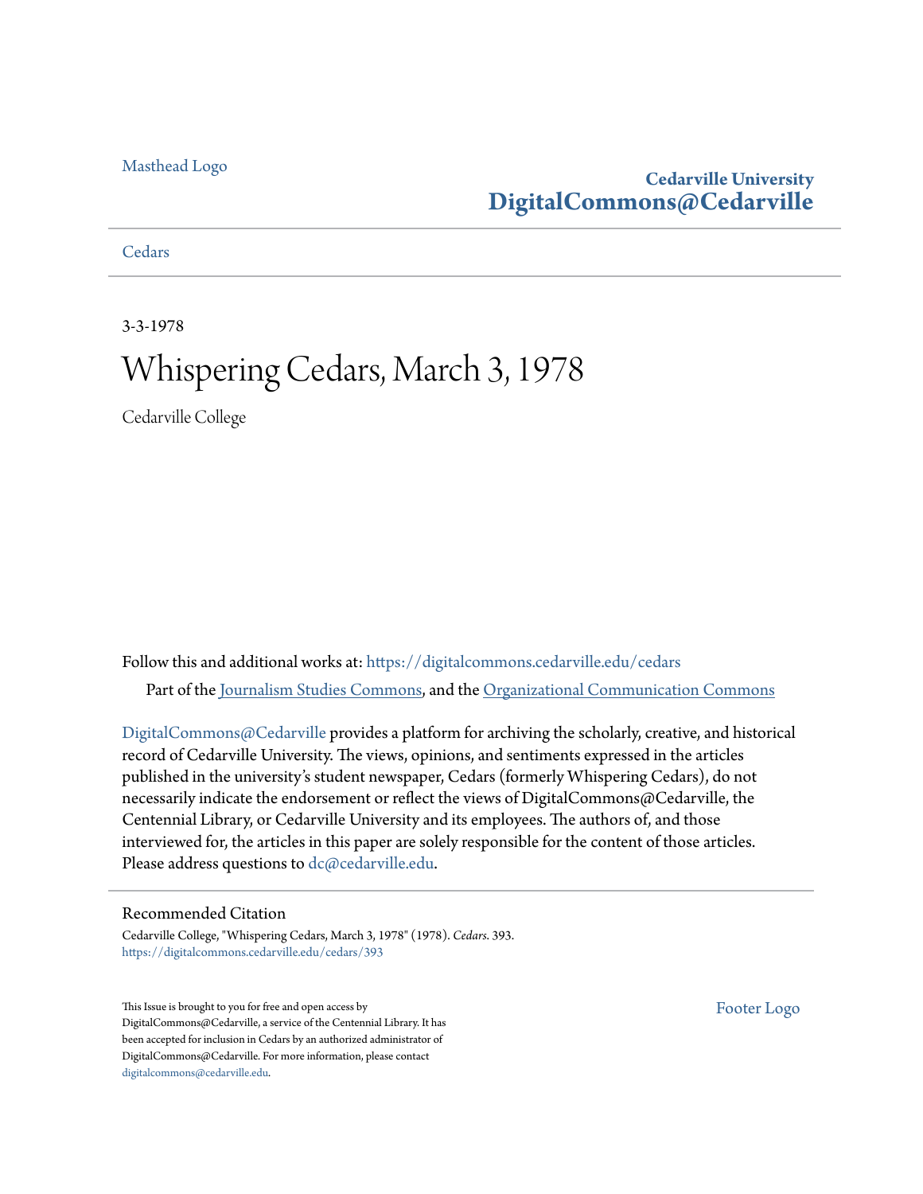Masthead Logo

**Cedarville University**
**DigitalCommons@Cedarville**

Cedars

3-3-1978

# Whispering Cedars, March 3, 1978

Cedarville College

Follow this and additional works at: https://digitalcommons.cedarville.edu/cedars

Part of the Journalism Studies Commons, and the Organizational Communication Commons

DigitalCommons@Cedarville provides a platform for archiving the scholarly, creative, and historical record of Cedarville University. The views, opinions, and sentiments expressed in the articles published in the university's student newspaper, Cedars (formerly Whispering Cedars), do not necessarily indicate the endorsement or reflect the views of DigitalCommons@Cedarville, the Centennial Library, or Cedarville University and its employees. The authors of, and those interviewed for, the articles in this paper are solely responsible for the content of those articles. Please address questions to dc@cedarville.edu.

## Recommended Citation

Cedarville College, "Whispering Cedars, March 3, 1978" (1978). *Cedars*. 393.
https://digitalcommons.cedarville.edu/cedars/393

This Issue is brought to you for free and open access by DigitalCommons@Cedarville, a service of the Centennial Library. It has been accepted for inclusion in Cedars by an authorized administrator of DigitalCommons@Cedarville. For more information, please contact digitalcommons@cedarville.edu.

Footer Logo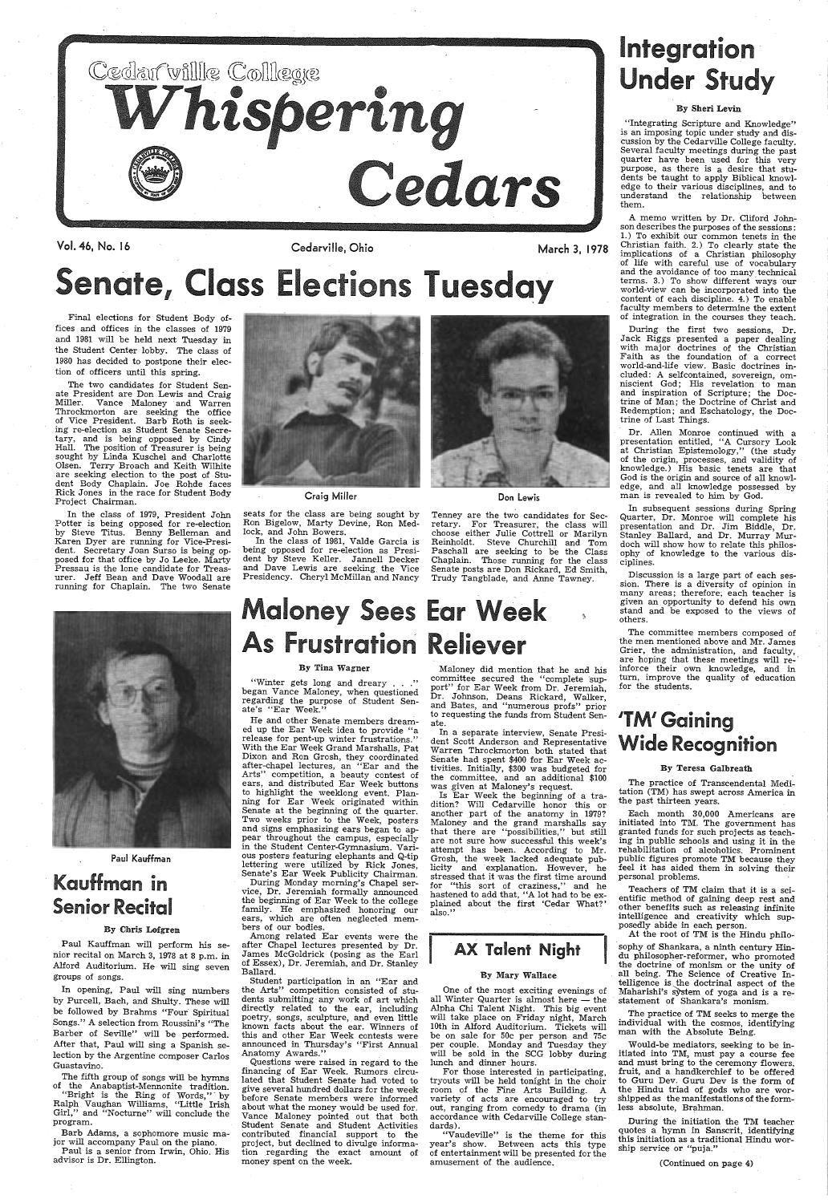# Cedarville College Whispering Cedars

Vol. 46, No. 16 — Cedarville, Ohio — March 3, 1978

# Senate, Class Elections Tuesday

Final elections for Student Body offices and offices in the classes of 1979 and 1981 will be held next Tuesday in the Student Center lobby. The class of 1980 has decided to postpone their election of officers until this spring.

The two candidates for Student Senate President are Don Lewis and Craig Miller. Vance Maloney and Warren Throckmorton are seeking the office of Vice President. Barb Roth is seeking re-election as Student Senate Secretary, and is being opposed by Cindy Hall. The position of Treasurer is being sought by Linda Kuschel and Charlotte Olsen. Terry Broach and Keith Wilhite are seeking election to the post of Student Body Chaplain. Joe Rohde faces Rick Jones in the race for Student Body Project Chairman.

In the class of 1979, President John Potter is being opposed for re-election by Steve Titus. Benny Belleman and Karen Dyer are running for Vice-President. Secretary Joan Surso is being opposed for that office by Jo Leeke. Marty Pressau is the lone candidate for Treasurer. Jeff Bean and Dave Woodall are running for Chaplain. The two Senate seats for the class are being sought by Ron Bigelow, Marty Devine, Ron Medlock, and John Bowers.

In the class of 1981, Valde Garcia is being opposed for re-election as President by Steve Keller. Jannell Decker and Dave Lewis are seeking the Vice Presidency. Cheryl McMillan and Nancy Tenney are the two candidates for Secretary. For Treasurer, the class will choose either Julie Cottrell or Marilyn Reinholdt. Steve Churchill and Tom Paschall are seeking to be the Class Chaplain. Those running for the class Senate posts are Don Rickard, Ed Smith, Trudy Tangblade, and Anne Tawney.

Craig Miller

Don Lewis

# Integration Under Study

**By Sheri Levin**

"Integrating Scripture and Knowledge" is an imposing topic under study and discussion by the Cedarville College faculty. Several faculty meetings during the past quarter have been used for this very purpose, as there is a desire that students be taught to apply Biblical knowledge to their various disciplines, and to understand the relationship between them.

A memo written by Dr. Cliford Johnson describes the purposes of the sessions: 1.) To exhibit our common tenets in the Christian faith. 2.) To clearly state the implications of a Christian philosophy of life with careful use of vocabulary and the avoidance of too many technical terms. 3.) To show different ways our world-view can be incorporated into the content of each discipline. 4.) To enable faculty members to determine the extent of integration in the courses they teach.

During the first two sessions, Dr. Jack Riggs presented a paper dealing with major doctrines of the Christian Faith as the foundation of a correct world-and-life view. Basic doctrines included: A selfcontained, sovereign, omniscient God; His revelation to man and inspiration of Scripture; the Doctrine of Man; the Doctrine of Christ and Redemption; and Eschatology, the Doctrine of Last Things.

Dr. Allen Monroe continued with a presentation entitled, "A Cursory Look at Christian Epistemology," (the study of the origin, processes, and validity of knowledge.) His basic tenets are that God is the origin and source of all knowledge, and all knowledge possessed by man is revealed to him by God.

In subsequent sessions during Spring Quarter, Dr. Monroe will complete his presentation and Dr. Jim Biddle, Dr. Stanley Ballard, and Dr. Murray Murdoch will show how to relate this philosophy of knowledge to the various disciplines.

Discussion is a large part of each session. There is a diversity of opinion in many areas; therefore, each teacher is given an opportunity to defend his own stand and be exposed to the views of others.

The committee members composed of the men mentioned above and Mr. James Grier, the administration, and faculty, are hoping that these meetings will reinforce their own knowledge, and in turn, improve the quality of education for the students.

# Maloney Sees Ear Week As Frustration Reliever

**By Tina Wagner**

"Winter gets long and dreary . . ." began Vance Maloney, when questioned regarding the purpose of Student Senate's "Ear Week."

He and other Senate members dreamed up the Ear Week idea to provide "a release for pent-up winter frustrations." With the Ear Week Grand Marshalls, Pat Dixon and Ron Grosh, they coordinated after-chapel lectures, an "Ear and the Arts" competition, a beauty contest of ears, and distributed Ear Week buttons to highlight the weeklong event. Planning for Ear Week originated within Senate at the beginning of the quarter. Two weeks prior to the Week, posters and signs emphasizing ears began to appear throughout the campus, especially in the Student Center-Gymnasium. Various posters featuring elephants and Q-tip lettering were utilized by Rick Jones, Senate's Ear Week Publicity Chairman.

During Monday morning's Chapel service, Dr. Jeremiah formally announced the beginning of Ear Week to the college family. He emphasized honoring our ears, which are often neglected members of our bodies.

Among related Ear events were the after Chapel lectures presented by Dr. James McGoldrick (posing as the Earl of Essex), Dr. Jeremiah, and Dr. Stanley Ballard.

Student participation in an "Ear and the Arts" competition consisted of students submitting any work of art which directly related to the ear, including poetry, songs, sculpture, and even little known facts about the ear. Winners of this and other Ear Week contests were announced in Thursday's "First Annual Anatomy Awards."

Questions were raised in regard to the financing of Ear Week. Rumors circulated that Student Senate had voted to give several hundred dollars for the week before Senate members were informed about what the money would be used for. Vance Maloney pointed out that both Student Senate and Student Activities contributed financial support to the project, but declined to divulge information regarding the exact amount of money spent on the week.

Maloney did mention that he and his committee secured the "complete support" for Ear Week from Dr. Jeremiah, Dr. Johnson, Deans Rickard, Walker, and Bates, and "numerous profs" prior to requesting the funds from Student Senate.

In a separate interview, Senate President Scott Anderson and Representative Warren Throckmorton both stated that Senate had spent $400 for Ear Week activities. Initially, $300 was budgeted for the committee, and an additional $100 was given at Maloney's request.

Is Ear Week the beginning of a tradition? Will Cedarville honor this or another part of the anatomy in 1979? Maloney and the grand marshalls say that there are "possibilities," but still are not sure how successful this week's attempt has been. According to Mr. Grosh, the week lacked adequate publicity and explanation. However, he stressed that it was the first time around for "this sort of craziness," and he hastened to add that, "A lot had to be explained about the first 'Cedar What?' also."

Paul Kauffman

# Kauffman in Senior Recital

**By Chris Lofgren**

Paul Kauffman will perform his senior recital on March 3, 1978 at 8 p.m. in Alford Auditorium. He will sing seven groups of songs.

In opening, Paul will sing numbers by Purcell, Bach, and Shulty. These will be followed by Brahms "Four Spiritual Songs." A selection from Roussini's "The Barber of Seville" will be performed. After that, Paul will sing a Spanish selection by the Argentine composer Carlos Guastavino.

The fifth group of songs will be hymns of the Anabaptist-Mennonite tradition. "Bright is the Ring of Words," by Ralph Vaughan Williams, "Little Irish Girl," and "Nocturne" will conclude the program.

Barb Adams, a sophomore music major will accompany Paul on the piano.

Paul is a senior from Irwin, Ohio. His advisor is Dr. Ellington.

# AX Talent Night

**By Mary Wallace**

One of the most exciting evenings of all Winter Quarter is almost here — the Alpha Chi Talent Night. This big event will take place on Friday night, March 10th in Alford Auditorium. Tickets will be on sale for 50c per person and 75c per couple. Monday and Tuesday they will be sold in the SCG lobby during lunch and dinner hours.

For those interested in participating, tryouts will be held tonight in the choir room of the Fine Arts Building. A variety of acts are encouraged to try out, ranging from comedy to drama (in accordance with Cedarville College standards).

"Vaudeville" is the theme for this year's show. Between acts this type of entertainment will be presented for the amusement of the audience.

# 'TM' Gaining Wide Recognition

**By Teresa Galbreath**

The practice of Transcendental Meditation (TM) has swept across America in the past thirteen years.

Each month 30,000 Americans are initiated into TM. The government has granted funds for such projects as teaching in public schools and using it in the rehabilitation of alcoholics. Prominent public figures promote TM because they feel it has aided them in solving their personal problems.

Teachers of TM claim that it is a scientific method of gaining deep rest and other benefits such as releasing infinite intelligence and creativity which supposedly abide in each person.

At the root of TM is the Hindu philosophy of Shankara, a ninth century Hindu philosopher-reformer, who promoted the doctrine of monism or the unity of all being. The Science of Creative Intelligence is the doctrinal aspect of the Maharishi's system of yoga and is a restatement of Shankara's monism.

The practice of TM seeks to merge the individual with the cosmos, identifying man with the Absolute Being.

Would-be mediators, seeking to be initiated into TM, must pay a course fee and must bring to the ceremony flowers, fruit, and a handkerchief to be offered to Guru Dev. Guru Dev is the form of the Hindu triad of gods who are worshipped as the manifestations of the formless absolute, Brahman.

During the initiation the TM teacher quotes a hymn in Sanscrit, identifying this initiation as a traditional Hindu worship service or "puja."

(Continued on page 4)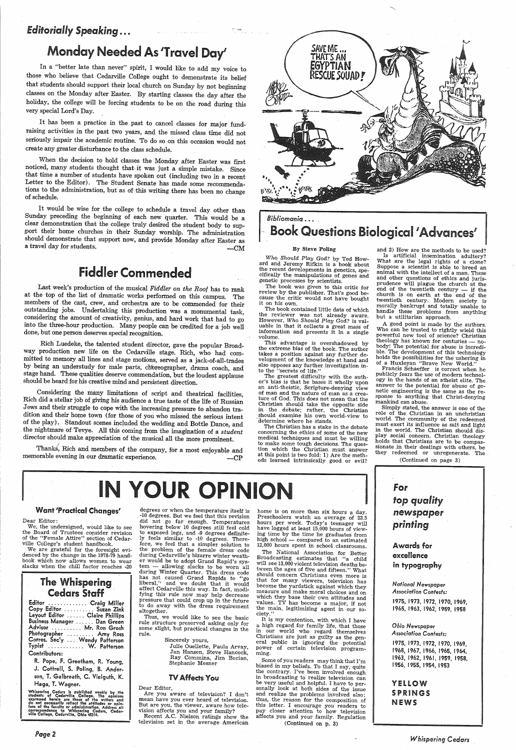## Editorially Speaking...

## Monday Needed As 'Travel Day'

In a "better late than never" spirit, I would like to add my voice to those who believe that Cedarville College ought to demonstrate its belief that students should support their local church on Sunday by not beginning classes on the Monday after Easter. By starting classes the day after the holiday, the college will be forcing students to be on the road during this very special Lord's Day.

It has been a practice in the past to cancel classes for major fund-raising activities in the past two years, and the missed class time did not seriously impair the academic routine. To do so on this occasion would not create any greater disturbance to the class schedule.

When the decision to hold classes the Monday after Easter was first noticed, many students thought that it was just a simple mistake. Since that time a number of students have spoken out (including two in a recent Letter to the Editor). The Student Senate has made some recommendations to the administration, but as of this writing there has been no change of schedule.

It would be wise for the college to schedule a travel day other than Sunday preceding the beginning of each new quarter. This would be a clear demonstration that the college truly desired the student body to support their home churches in their Sunday worship. The administration should demonstrate that support now, and provide Monday after Easter as a travel day for students.

—CM

## Fiddler Commended

Last week's production of the musical *Fiddler on the Roof* has to rank at the top of the list of dramatic works performed on this campus. The members of the cast, crew, and orchestra are to be commended for their outstanding jobs. Undertaking this production was a monumental task, considering the amount of creativity, genius, and hard work that had to go into the three-hour production. Many people can be credited for a job well done, but one person deserves special recognition.

Rich Luedeke, the talented student director, gave the popular Broadway production new life on the Cedarville stage. Rich, who had committed to memory all lines and stage motions, served as a jack-of-all-trades by being an understudy for male parts, choreographer, drama coach, and stage hand. These qualities deserve commendation, but the loudest applause should be heard for his creative mind and persistent direction.

Considering the many limitations of script and theatrical facilities, Rich did a stellar job of giving his audience a true taste of the life of Russian Jews and their struggle to cope with the increasing pressure to abandon tradition and their home town (for those of you who missed the serious intent of the play). Standout scenes included the wedding and Bottle Dance, and the nightmare of Tevye. All this coming from the imagination of a *student* director should make appreciation of the musical all the more prominent.

Thanks, Rich and members of the company, for a most enjoyable and memorable evening in our dramatic experience.

—CP

SAVE ME... THAT'S AN EGYPTIAN RESCUE SQUAD!

*Bibliomania...*

## Book Questions Biological 'Advances'

**By Steve Poling**

*Who Should Play God?* by Ted Howard and Jeremy Rifkin is a book about the recent developments in genetics, specifically the manipulations of genes and genetic processes by scientists.

The book was given to this critic for review by the publisher. That's good because the critic would not have bought it on his own.

The book contained little data of which the reviewer was not already aware. However, *Who Should Play God?* is valuable in that it collects a great mass of information and presents it in a single volume.

This advantage is overshadowed by the extreme bias of the book. The author takes a position against any further development of the knowledge at hand and also opposes any further investigation into the "secrets of life."

The greatest difficulty with the author's bias is that he bases it wholly upon an anti-theistic, Scripture-denying view of man and the nature of man as a creature of God. This does not mean that the Christian should take the opposite side in the debate; rather, the Christian should examine his own world-view to determine where he stands.

The Christian has a stake in the debate concerning the ethics of some of the new medical techniques and must be willing to make some tough decisions. The question which the Christian must answer at this point is two fold: 1) Are the methods learned intrinsically good or evil? and 2) How are the methods to be used?

Is artificial insemination adultery? What are the legal rights of a clone? Suppose a scientist is able to breed an animal with the intellect of a man. These and other questions of ethics and jurisprudence will plague the church at the end of the twentieth century — if the church is on earth at the end of the twentieth century. Modern society is morally bankrupt and totally unable to handle these problems from anything but a utilitarian approach.

A good point is made by the authors. Who can be trusted to rightly wield this powerful new tool of science? Christian theology has known for centuries — nobody! The potential for abuse is incredible. The development of this technology holds the possibilities for the ushering in of a Huxleyan "Brave New World."

Francis Schaeffer is correct when he publicly fears the use of modern technology in the hands of an atheist elite. The answer to the potential for abuse of genetic engineering is the same as the response to anything that Christ-denying mankind can abuse.

Simply stated, the answer is one of the role of the Christian in an unchristian world. The community of the redeemed must exert its influence as salt and light in the world. The Christian should display social concern. Christian theology holds that Christians are to be compassionate in their dealings with others, be they redeemed or unregenerate. The

(Continued on page 3)

# IN YOUR OPINION

### Want 'Practical Changes'

Dear Editor:

We, the undersigned, would like to see the Board of Trustees consider revision of the "Female Attire" section of Cedarville College's student handbook.

We are grateful for the foresight evidenced by the change in the 1978-79 handbook which now allows women to wear slacks when the chill factor reaches -20 degrees or when the temperature itself is -10 degrees. But we feel that this revision did not go far enough. Temperatures hovering below 10 degrees still feel cold to exposed legs, and -9 degrees definitely feels similar to -10 degrees. Therefore, we feel that a simpler solution to the problem of the female dress code during Cedarville's bizarre winter weather would be to adopt Grand Rapid's system — allowing slacks to be worn all during Winter Quarter. This dress code has not caused Grand Rapids to "go liberal," and we doubt that it would affect Cedarville this way. In fact, modifying this rule now may help decrease pressure that could crop up in the future to do away with the dress requirement altogether.

Thus, we would like to see the basic rule structure preserved asking only for some slight, but practical changes in the rule.

Sincerely yours,
Julie Ouellette, Paula Arvay, Jan Hansen, Steve Hancock, Ray Commins, Jim Bocian, Stephanie Mesner

### TV Affects You

Dear Editor,

Are you aware of television? I don't mean have you ever heard of television. But are you, the viewer, aware how television affects you and your family?

Recent A.C. Nielson ratings show the television set in the average American home is on more than six hours a day. Preschoolers watch an average of 23.5 hours per week. Today's teenager will have logged at least 15,000 hours of viewing time by the time he graduates from high school — compared to an estimated 12,000 hours spent in school classrooms.

The National Association for Better Broadcasting estimates that "a child will see 13,000 violent television deaths between the ages of five and fifteen." What should concern Christians even more is that for many viewers, television has become the yardstick against which they measure and make moral choices and on which they base their own attitudes and values. TV has become a major, if not the main, legitimizing agent in our society."

It is my contention, with which I have a high regard for family life, that those in our world who regard themselves Christians are just as guilty as the general public in ignoring the potential power of certain television programming.

Some of you readers may think that I'm biased in my beliefs. To that I say, quite the contrary. I've been involved enough in broadcasting to realize television can be very useful and helpful. I have to personally look at both sides of the issue and realize the problems involved also; thus, the reason for the composition of this letter. I encourage you readers to pay closer attention to how television affects you and your family. Regulation

(Continued on p. 3)

### The Whispering Cedars Staff

Editor ............. Craig Miller
Copy Editor .......... Suzan Zink
Layout Editor ....... Claire Phillips
Business Manager ....... Dan Green
Advisor .......... Mr. Ron Grosh
Photographer ......... Amy Ross
Corres. Sec'y ... Wendy Patterson
Typist ............ W. Patterson

Contributors:
R. Pope, F. Greetham, R. Young, J. Cottrell, S. Poling, B. Anderson, T. Galbreath, C. Vielguth, K. Haga, T. Wagner.

Whispering Cedars is published weekly by the students of Cedarville College. The opinions expressed herein are those of the writers and do not necessarily reflect the attitudes or opinions of the faculty or administration. Address all correspondence to Whispering Cedars, Cedarville College, Cedarville, Ohio 45314.

*For top quality newspaper printing*

**Awards for excellence in typography**

*National Newspaper Association Contests:*

1975, 1973, 1972, 1970, 1969, 1965, 1963, 1962, 1959, 1958

*Ohio Newspaper Association Contests:*

1975, 1973, 1972, 1970, 1969, 1968, 1967, 1966, 1965, 1964, 1963, 1962, 1961, 1959, 1958, 1956, 1955, 1954, 1953

**YELLOW SPRINGS NEWS**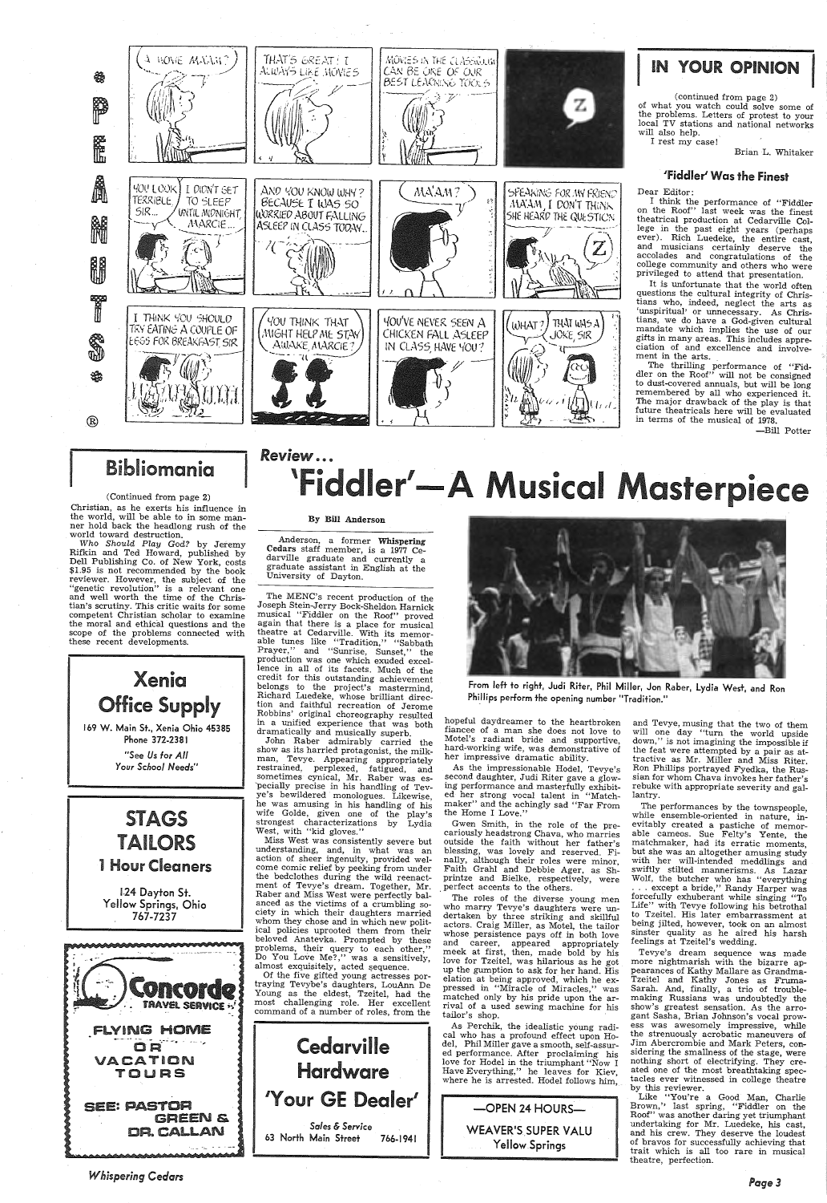## IN YOUR OPINION

(continued from page 2)

of what you watch could solve some of the problems. Letters of protest to your local TV stations and national networks will also help.

I rest my case!

Brian L. Whitaker

### 'Fiddler' Was the Finest

Dear Editor:

I think the performance of "Fiddler on the Roof" last week was the finest theatrical production at Cedarville College in the past eight years (perhaps ever). Rich Luedeke, the entire cast, and musicians certainly deserve the accolades and congratulations of the college community and others who were privileged to attend that presentation.

It is unfortunate that the world often questions the cultural integrity of Christians who, indeed, neglect the arts as 'unspiritual' or unnecessary. As Christians, we do have a God-given cultural mandate which implies the use of our gifts in many areas. This includes appreciation of and excellence and involvement in the arts.

The thrilling performance of "Fiddler on the Roof" will not be consigned to dust-covered annuals, but will be long remembered by all who experienced it. The major drawback of the play is that future theatricals here will be evaluated in terms of the musical of 1978.

—Bill Potter

## Bibliomania

(Continued from page 2)

Christian, as he exerts his influence in the world, will be able to in some manner hold back the headlong rush of the world toward destruction.

*Who Should Play God?* by Jeremy Rifkin and Ted Howard, published by Dell Publishing Co. of New York, costs $1.95 is not recommended by the book reviewer. However, the subject of the "genetic revolution" is a relevant one and well worth the time of the Christian's scrutiny. This critic waits for some competent Christian scholar to examine the moral and ethical questions and the scope of the problems connected with these recent developments.

**Xenia Office Supply**
169 W. Main St., Xenia Ohio 45385
Phone 372-2381
*"See Us for All Your School Needs"*

**STAGS TAILORS**
**1 Hour Cleaners**
124 Dayton St.
Yellow Springs, Ohio
767-7237

**Concorde TRAVEL SERVICE**
FLYING HOME OR VACATION TOURS
SEE: PASTOR GREEN & DR. CALLAN

*Review...*

# 'Fiddler'—A Musical Masterpiece

**By Bill Anderson**

Anderson, a former **Whispering Cedars** staff member, is a 1977 Cedarville graduate and currently a graduate assistant in English at the University of Dayton.

The MENC's recent production of the Joseph Stein-Jerry Bock-Sheldon Harnick musical "Fiddler on the Roof" proved again that there is a place for musical theatre at Cedarville. With its memorable tunes like "Tradition," "Sabbath Prayer," and "Sunrise, Sunset," the production was one which exuded excellence in all of its facets. Much of the credit for this outstanding achievement belongs to the project's mastermind, Richard Luedeke, whose brilliant direction and faithful recreation of Jerome Robbins' original choreography resulted in a unified experience that was both dramatically and musically superb.

John Raber admirably carried the show as its harried protagonist, the milkman, Tevye. Appearing appropriately restrained, perplexed, fatigued, and sometimes cynical, Mr. Raber was especially precise in his handling of Tevye's bewildered monologues. Likewise, he was amusing in his handling of his wife Golde, given one of the play's strongest characterizations by Lydia West, with "kid gloves."

Miss West was consistently severe but understanding, and, in what was an action of sheer ingenuity, provided welcome comic relief by peeking from under the bedclothes during the wild reenactment of Tevye's dream. Together, Mr. Raber and Miss West were perfectly balanced as the victims of a crumbling society in which their daughters married whom they chose and in which new political policies uprooted them from their beloved Anatevka. Prompted by these problems, their query to each other," Do You Love Me?," was a sensitively, almost exquisitely, acted sequence.

Of the five gifted young actresses portraying Tevybe's daughters, LouAnn De Young as the eldest, Tzeitel, had the most challenging role. Her excellent command of a number of roles, from the hopeful daydreamer to the heartbroken fiancee of a man she does not love to Motel's radiant bride and supportive, hard-working wife, was demonstrative of her impressive dramatic ability.

From left to right, Judi Riter, Phil Miller, Jon Raber, Lydia West, and Ron Phillips perform the opening number "Tradition."

As the impressionable Hodel, Tevye's second daughter, Judi Riter gave a glowing performance and masterfully exhibited her strong vocal talent in "Matchmaker" and the achingly sad "Far From the Home I Love."

Gwen Smith, in the role of the precariously headstrong Chava, who marries outside the faith without her father's blessing, was lovely and reserved. Finally, although their roles were minor, Faith Grahl and Debbie Ager, as Shprintze and Bielke, respectively, were perfect accents to the others.

The roles of the diverse young men who marry Tevye's daughters were undertaken by three striking and skillful actors. Craig Miller, as Motel, the tailor whose persistence pays off in both love and career, appeared appropriately meek at first, then, made bold by his love for Tzeitel, was hilarious as he got up the gumption to ask for her hand. His elation at being approved, which he expressed in "Miracle of Miracles," was matched only by his pride upon the arrival of a used sewing machine for his tailor's shop.

As Perchik, the idealistic young radical who has a profound effect upon Hodel, Phil Miller gave a smooth, self-assured performance. After proclaiming his love for Hodel in the triumphant "Now I Have Everything," he leaves for Kiev, where he is arrested. Hodel follows him, and Tevye, musing that the two of them will one day "turn the world upside down," is not imagining the impossible if the feat were attempted by a pair as attractive as Mr. Miller and Miss Riter. Ron Phillips portrayed Fyedka, the Russian for whom Chava invokes her father's rebuke with appropriate severity and gallantry.

The performances by the townspeople, while ensemble-oriented in nature, inevitably created a pastiche of memorable cameos. Sue Felty's Yente, the matchmaker, had its erratic moments, but she was an altogether amusing study with her will-intended meddlings and swiftly stilted mannerisms. As Lazar Wolf, the butcher who has "everything . . . except a bride," Randy Harper was forcefully exuberant while singing "To Life" with Tevye following his betrothal to Tzeitel. His later embarrassment at being jilted, however, took on an almost sinster quality as he aired his harsh feelings at Tzeitel's wedding.

Tevye's dream sequence was made more nightmarish with the bizarre appearances of Kathy Mallare as Grandma-Tzeitel and Kathy Jones as Fruma-Sarah. And, finally, a trio of trouble-making Russians was undoubtedly the show's greatest sensation. As the arrogant Sasha, Brian Johnson's vocal prowess was awesomely impressive, while the strenuously acrobatic maneuvers of Jim Abercrombie and Mark Peters, considering the smallness of the stage, were nothing short of electrifying. They created one of the most breathtaking spectacles ever witnessed in college theatre by this reviewer.

Like "You're a Good Man, Charlie Brown," last spring, "Fiddler on the Roof" was another daring yet triumphant undertaking for Mr. Luedeke, his cast, and his crew. They deserve the loudest of bravos for successfully achieving that trait which is all too rare in musical theatre, perfection.

**Cedarville Hardware**
**'Your GE Dealer'**
*Sales & Service*
63 North Main Street 766-1941

—OPEN 24 HOURS—
WEAVER'S SUPER VALU
Yellow Springs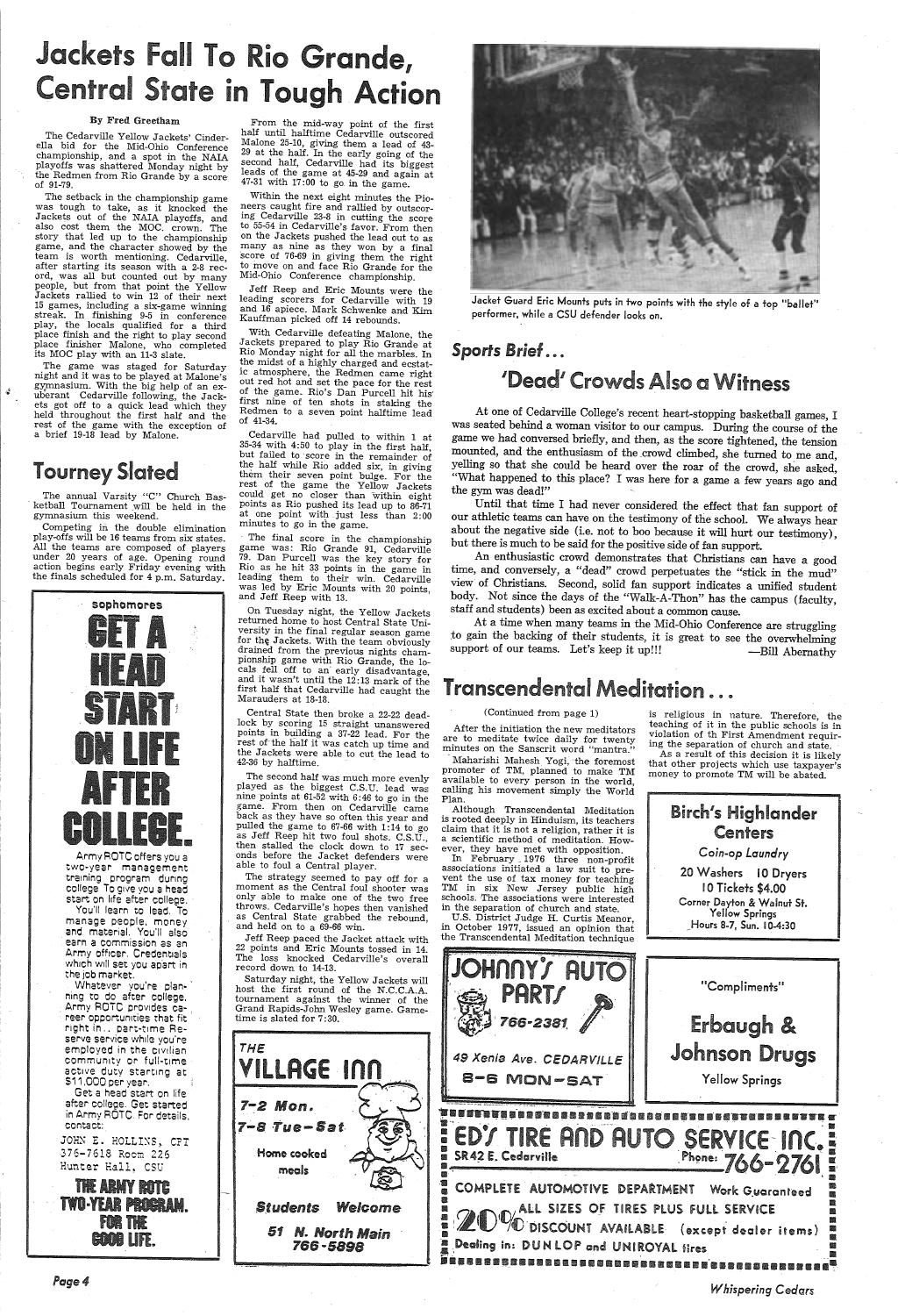# Jackets Fall To Rio Grande, Central State in Tough Action

By Fred Greetham

The Cedarville Yellow Jackets' Cinderella bid for the Mid-Ohio Conference championship, and a spot in the NAIA playoffs was shattered Monday night by the Redmen from Rio Grande by a score of 91-79.

The setback in the championship game was tough to take, as it knocked the Jackets out of the NAIA playoffs, and also cost them the MOC crown. The story that led up to the championship game, and the character showed by the team is worth mentioning. Cedarville, after starting its season with a 2-8 record, was all but counted out by many people, but from that point the Yellow Jackets rallied to win 12 of their next 15 games, including a six-game winning streak. In finishing 9-5 in conference play, the locals qualified for a third place finish and the right to play second place finisher Malone, who completed its MOC play with an 11-3 slate.

The game was staged for Saturday night and it was to be played at Malone's gymnasium. With the big help of an exuberant Cedarville following, the Jackets got off to a quick lead which they held throughout the first half and the rest of the game with the exception of a brief 19-18 lead by Malone.

From the mid-way point of the first half until halftime Cedarville outscored Malone 25-10, giving them a lead of 43-29 at the half. In the early going of the second half, Cedarville had its biggest leads of the game at 45-29 and again at 47-31 with 17:00 to go in the game.

Within the next eight minutes the Pioneers caught fire and rallied by outscoring Cedarville 23-8 in cutting the score to 55-54 in Cedarville's favor. From then on the Jackets pushed the lead out to as many as nine as they won by a final score of 76-69 in giving them the right to move on and face Rio Grande for the Mid-Ohio Conference championship.

Jeff Reep and Eric Mounts were the leading scorers for Cedarville with 19 and 16 apiece. Mark Schwenke and Kim Kauffman picked off 14 rebounds.

With Cedarville defeating Malone, the Jackets prepared to play Rio Grande at Rio Monday night for all the marbles. In the midst of a highly charged and ecstatic atmosphere, the Redmen came right out red hot and set the pace for the rest of the game. Rio's Dan Purcell hit his first nine of ten shots in staking the Redmen to a seven point halftime lead of 41-34.

Cedarville had pulled to within 1 at 35-34 with 4:50 to play in the first half, but failed to score in the remainder of the half while Rio added six, in giving them their seven point bulge. For the rest of the game the Yellow Jackets could get no closer than within eight points as Rio pushed its lead up to 86-71 at one point with just less than 2:00 minutes to go in the game.

The final score in the championship game was: Rio Grande 91, Cedarville 79. Dan Purcell was the key story for Rio as he hit 33 points in the game in leading them to their win. Cedarville was led by Eric Mounts with 20 points, and Jeff Reep with 13.

On Tuesday night, the Yellow Jackets returned home to host Central State University in the final regular season game for the Jackets. With the team obviously drained from the previous nights championship game with Rio Grande, the locals fell off to an early disadvantage, and it wasn't until the 12:13 mark of the first half that Cedarville had caught the Marauders at 18-18.

Central State then broke a 22-22 deadlock by scoring 15 straight unanswered points in building a 37-22 lead. For the rest of the half it was catch up time and the Jackets were able to cut the lead to 42-36 by halftime.

The second half was much more evenly played as the biggest C.S.U. lead was nine points at 61-52 with 6:46 to go in the game. From then on Cedarville came back as they have so often this year and pulled the game to 67-66 with 1:14 to go as Jeff Reep hit two foul shots. C.S.U., then stalled the clock down to 17 seconds before the Jacket defenders were able to foul a Central player.

The strategy seemed to pay off for a moment as the Central foul shooter was only able to make one of the two free throws. Cedarville's hopes then vanished as Central State grabbed the rebound, and held on to a 69-66 win.

Jeff Reep paced the Jacket attack with 22 points and Eric Mounts tossed in 14. The loss knocked Cedarville's overall record down to 14-13.

Saturday night, the Yellow Jackets will host the first round of the N.C.C.A.A. tournament against the winner of the Grand Rapids-John Wesley game. Gametime is slated for 7:30.

Jacket Guard Eric Mounts puts in two points with the style of a top "ballet" performer, while a CSU defender looks on.

## Tourney Slated

The annual Varsity "C" Church Basketball Tournament will be held in the gymnasium this weekend.

Competing in the double elimination play-offs will be 16 teams from six states. All the teams are composed of players under 20 years of age. Opening round action begins early Friday evening with the finals scheduled for 4 p.m. Saturday.

## *Sports Brief . . .*

## 'Dead' Crowds Also a Witness

At one of Cedarville College's recent heart-stopping basketball games, I was seated behind a woman visitor to our campus. During the course of the game we had conversed briefly, and then, as the score tightened, the tension mounted, and the enthusiasm of the crowd climbed, she turned to me and, yelling so that she could be heard over the roar of the crowd, she asked, "What happened to this place? I was here for a game a few years ago and the gym was dead!"

Until that time I had never considered the effect that fan support of our athletic teams can have on the testimony of the school. We always hear about the negative side (i.e. not to boo because it will hurt our testimony), but there is much to be said for the positive side of fan support.

An enthusiastic crowd demonstrates that Christians can have a good time, and conversely, a "dead" crowd perpetuates the "stick in the mud" view of Christians. Second, solid fan support indicates a unified student body. Not since the days of the "Walk-A-Thon" has the campus (faculty, staff and students) been as excited about a common cause.

At a time when many teams in the Mid-Ohio Conference are struggling to gain the backing of their students, it is great to see the overwhelming support of our teams. Let's keep it up!!!

—Bill Abernathy

## Transcendental Meditation . . .

(Continued from page 1)

After the initiation the new meditators are to meditate twice daily for twenty minutes on the Sanscrit word "mantra."

Maharishi Mahesh Yogi, the foremost promoter of TM, planned to make TM available to every person in the world, calling his movement simply the World Plan.

Although Transcendental Meditation is rooted deeply in Hinduism, its teachers claim that it is not a religion, rather it is a scientific method of meditation. However, they have met with opposition.

In February 1976 three non-profit associations initiated a law suit to prevent the use of tax money for teaching TM in six New Jersey public high schools. The associations were interested in the separation of church and state.

U.S. District Judge H. Curtis Meanor, in October 1977, issued an opinion that the Transcendental Meditation technique is religious in nature. Therefore, the teaching of it in the public schools is in violation of th First Amendment requiring the separation of church and state.

As a result of this decision it is likely that other projects which use taxpayer's money to promote TM will be abated.

---

sophomores

**GET A HEAD START ON LIFE AFTER COLLEGE.**

Army ROTC offers you a two-year management training program during college. To give you a head start on life after college.

You'll learn to lead. To manage people, money and material. You'll also earn a commission as an Army officer. Credentials which will set you apart in the job market.

Whatever you're planning to do after college, Army ROTC provides career opportunities that fit right in.. part-time Reserve service while you're employed in the civilian community or full-time active duty starting at $11,000 per year.

Get a head start on life after college. Get started in Army ROTC. For details, contact:

JOHN E. HOLLINS, CPT
376-7618 Room 226
Hunter Hall, CSU

**THE ARMY ROTC TWO-YEAR PROGRAM. FOR THE GOOD LIFE.**

---

THE
**VILLAGE INN**
7-2 Mon.
7-8 Tue-Sat
Home cooked meals
Students Welcome
51 N. North Main
766-5898

---

**JOHNNY'S AUTO PARTS**
766-2381
49 Xenia Ave. CEDARVILLE
8-6 MON-SAT

---

**Birch's Highlander Centers**
Coin-op Laundry
20 Washers 10 Dryers
10 Tickets $4.00
Corner Dayton & Walnut St.
Yellow Springs
Hours 8-7, Sun. 10-4:30

---

"Compliments"
**Erbaugh & Johnson Drugs**
Yellow Springs

---

**ED'S TIRE AND AUTO SERVICE INC.**
SR42 E. Cedarville Phone: 766-2761
COMPLETE AUTOMOTIVE DEPARTMENT Work Guaranteed
ALL SIZES OF TIRES PLUS FULL SERVICE
20% DISCOUNT AVAILABLE (except dealer items)
Dealing in: DUNLOP and UNIROYAL tires